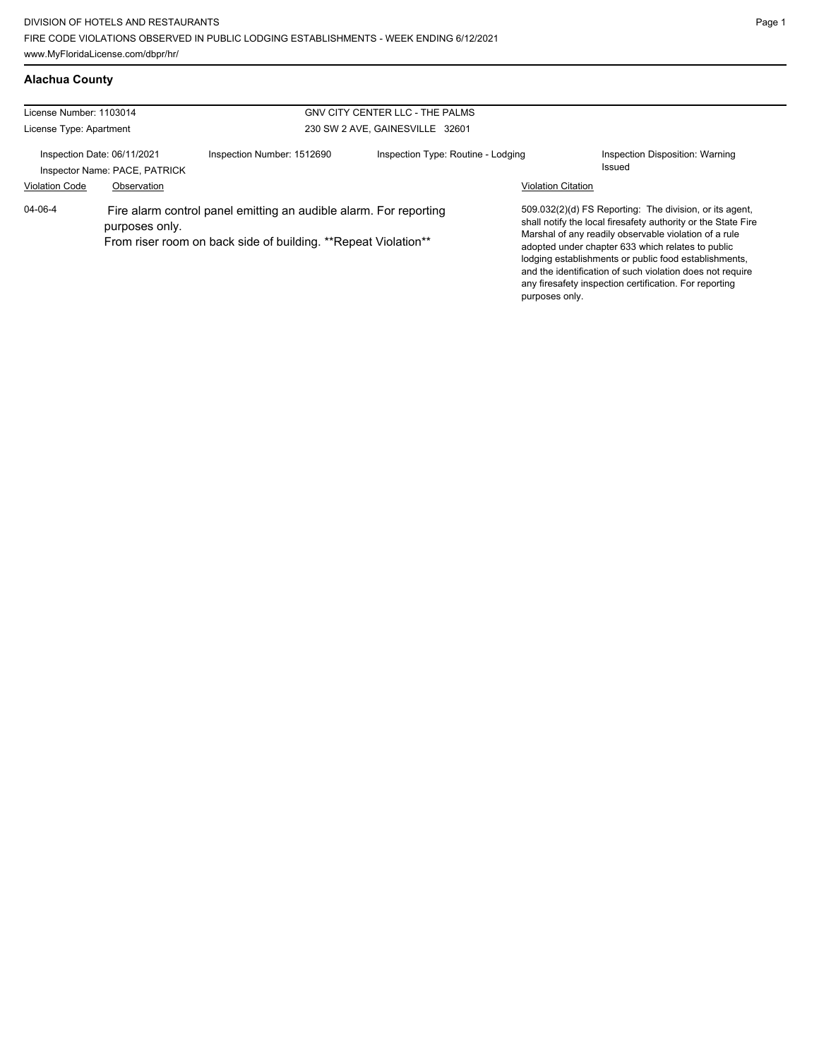DIVISION OF HOTELS AND RESTAURANTS

FIRE CODE VIOLATIONS OBSERVED IN PUBLIC LODGING ESTABLISHMENTS - WEEK ENDING 6/12/2021

www.MyFloridaLicense.com/dbpr/hr/

## Alachua County

License Number: 1103014
License Type: Apartment

GNV CITY CENTER LLC - THE PALMS
230 SW 2 AVE, GAINESVILLE 32601

Inspection Date: 06/11/2021
Inspector Name: PACE, PATRICK
Inspection Number: 1512690
Inspection Type: Routine - Lodging
Inspection Disposition: Warning Issued

| Violation Code | Observation | Violation Citation |
| --- | --- | --- |
| 04-06-4 | Fire alarm control panel emitting an audible alarm. For reporting purposes only. From riser room on back side of building. **Repeat Violation** | 509.032(2)(d) FS Reporting: The division, or its agent, shall notify the local firesafety authority or the State Fire Marshal of any readily observable violation of a rule adopted under chapter 633 which relates to public lodging establishments or public food establishments, and the identification of such violation does not require any firesafety inspection certification. For reporting purposes only. |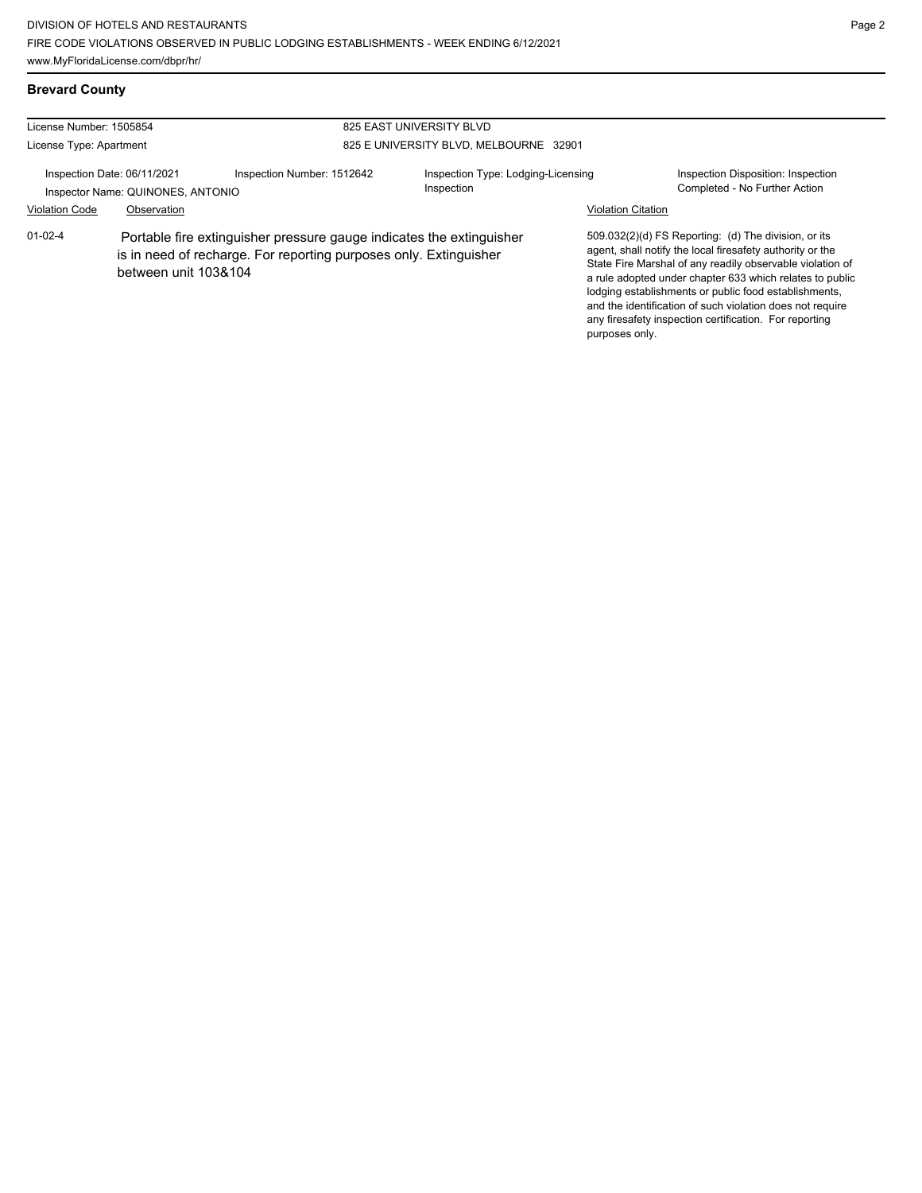## Brevard County

License Number: 1505854
License Type: Apartment

825 EAST UNIVERSITY BLVD
825 E UNIVERSITY BLVD, MELBOURNE 32901

Inspection Date: 06/11/2021
Inspector Name: QUINONES, ANTONIO

Inspection Number: 1512642

Inspection Type: Lodging-Licensing Inspection

Inspection Disposition: Inspection Completed - No Further Action

| Violation Code | Observation | Violation Citation |
| --- | --- | --- |
| 01-02-4 | Portable fire extinguisher pressure gauge indicates the extinguisher is in need of recharge. For reporting purposes only. Extinguisher between unit 103&104 | 509.032(2)(d) FS Reporting: (d) The division, or its agent, shall notify the local firesafety authority or the State Fire Marshal of any readily observable violation of a rule adopted under chapter 633 which relates to public lodging establishments or public food establishments, and the identification of such violation does not require any firesafety inspection certification. For reporting purposes only. |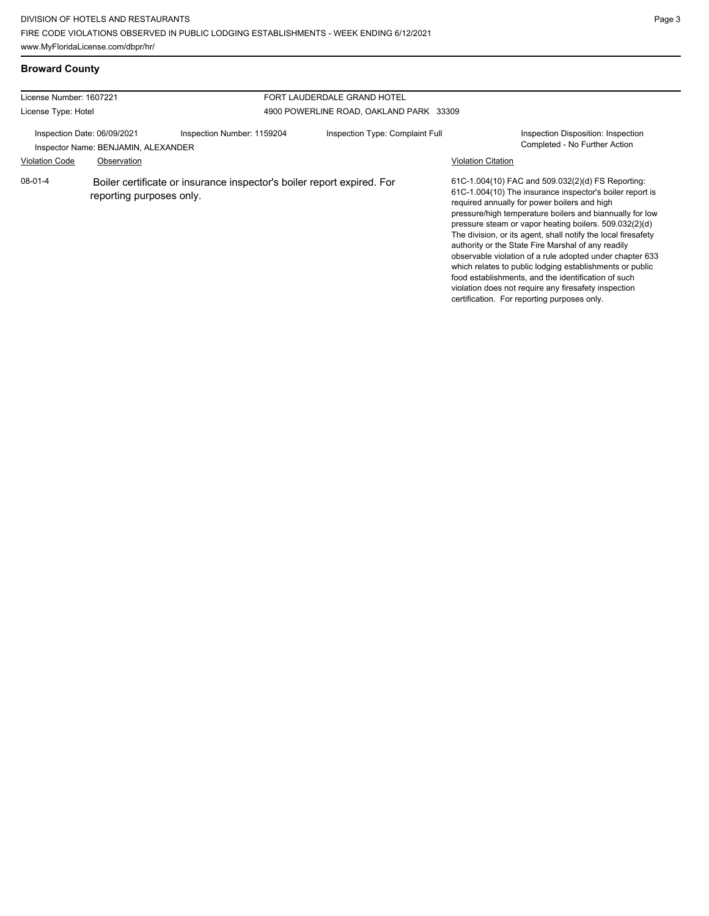## Broward County

License Number: 1607221

License Type: Hotel

FORT LAUDERDALE GRAND HOTEL

4900 POWERLINE ROAD, OAKLAND PARK 33309

Inspection Date: 06/09/2021

Inspector Name: BENJAMIN, ALEXANDER

Inspection Number: 1159204

Inspection Type: Complaint Full

Inspection Disposition: Inspection Completed - No Further Action

| Violation Code | Observation | Violation Citation |
|---|---|---|
| 08-01-4 | Boiler certificate or insurance inspector's boiler report expired. For reporting purposes only. | 61C-1.004(10) FAC and 509.032(2)(d) FS Reporting: 61C-1.004(10) The insurance inspector's boiler report is required annually for power boilers and high pressure/high temperature boilers and biannually for low pressure steam or vapor heating boilers. 509.032(2)(d) The division, or its agent, shall notify the local firesafety authority or the State Fire Marshal of any readily observable violation of a rule adopted under chapter 633 which relates to public lodging establishments or public food establishments, and the identification of such violation does not require any firesafety inspection certification. For reporting purposes only. |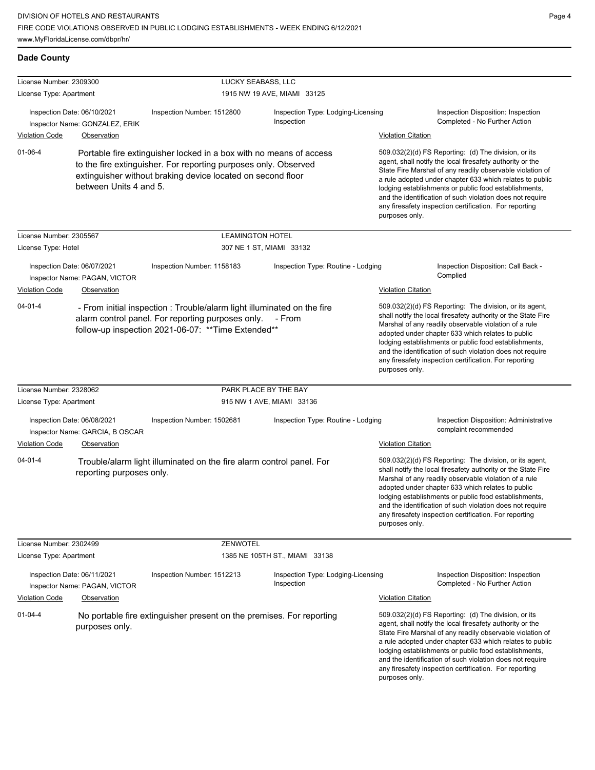## Dade County

**License Number:** 2309300 — **LUCKY SEABASS, LLC**
**License Type:** Apartment — 1915 NW 19 AVE, MIAMI 33125

Inspection Date: 06/10/2021
Inspector Name: GONZALEZ, ERIK
Inspection Number: 1512800
Inspection Type: Lodging-Licensing Inspection
Inspection Disposition: Inspection Completed - No Further Action

| Violation Code | Observation | Violation Citation |
|---|---|---|
| 01-06-4 | Portable fire extinguisher locked in a box with no means of access to the fire extinguisher. For reporting purposes only. Observed extinguisher without braking device located on second floor between Units 4 and 5. | 509.032(2)(d) FS Reporting: (d) The division, or its agent, shall notify the local firesafety authority or the State Fire Marshal of any readily observable violation of a rule adopted under chapter 633 which relates to public lodging establishments or public food establishments, and the identification of such violation does not require any firesafety inspection certification. For reporting purposes only. |

---

**License Number:** 2305567 — **LEAMINGTON HOTEL**
**License Type:** Hotel — 307 NE 1 ST, MIAMI 33132

Inspection Date: 06/07/2021
Inspector Name: PAGAN, VICTOR
Inspection Number: 1158183
Inspection Type: Routine - Lodging
Inspection Disposition: Call Back - Complied

| Violation Code | Observation | Violation Citation |
|---|---|---|
| 04-01-4 | - From initial inspection : Trouble/alarm light illuminated on the fire alarm control panel. For reporting purposes only. - From follow-up inspection 2021-06-07: **Time Extended** | 509.032(2)(d) FS Reporting: The division, or its agent, shall notify the local firesafety authority or the State Fire Marshal of any readily observable violation of a rule adopted under chapter 633 which relates to public lodging establishments or public food establishments, and the identification of such violation does not require any firesafety inspection certification. For reporting purposes only. |

---

**License Number:** 2328062 — **PARK PLACE BY THE BAY**
**License Type:** Apartment — 915 NW 1 AVE, MIAMI 33136

Inspection Date: 06/08/2021
Inspector Name: GARCIA, B OSCAR
Inspection Number: 1502681
Inspection Type: Routine - Lodging
Inspection Disposition: Administrative complaint recommended

| Violation Code | Observation | Violation Citation |
|---|---|---|
| 04-01-4 | Trouble/alarm light illuminated on the fire alarm control panel. For reporting purposes only. | 509.032(2)(d) FS Reporting: The division, or its agent, shall notify the local firesafety authority or the State Fire Marshal of any readily observable violation of a rule adopted under chapter 633 which relates to public lodging establishments or public food establishments, and the identification of such violation does not require any firesafety inspection certification. For reporting purposes only. |

---

**License Number:** 2302499 — **ZENWOTEL**
**License Type:** Apartment — 1385 NE 105TH ST., MIAMI 33138

Inspection Date: 06/11/2021
Inspector Name: PAGAN, VICTOR
Inspection Number: 1512213
Inspection Type: Lodging-Licensing Inspection
Inspection Disposition: Inspection Completed - No Further Action

| Violation Code | Observation | Violation Citation |
|---|---|---|
| 01-04-4 | No portable fire extinguisher present on the premises. For reporting purposes only. | 509.032(2)(d) FS Reporting: (d) The division, or its agent, shall notify the local firesafety authority or the State Fire Marshal of any readily observable violation of a rule adopted under chapter 633 which relates to public lodging establishments or public food establishments, and the identification of such violation does not require any firesafety inspection certification. For reporting purposes only. |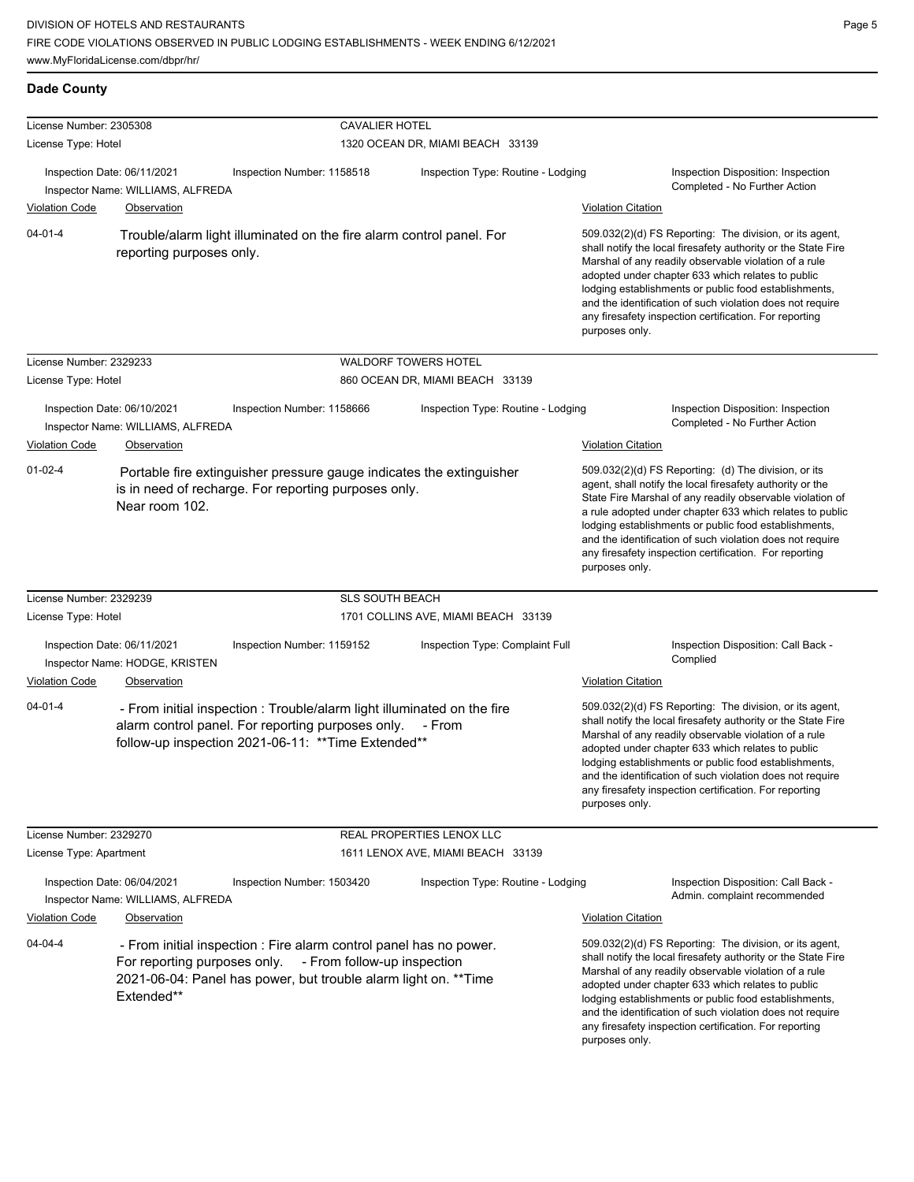## Dade County

**License Number:** 2305308 — **CAVALIER HOTEL**
**License Type:** Hotel — 1320 OCEAN DR, MIAMI BEACH 33139

Inspection Date: 06/11/2021 | Inspection Number: 1158518 | Inspection Type: Routine - Lodging | Inspection Disposition: Inspection Completed - No Further Action
Inspector Name: WILLIAMS, ALFREDA

| Violation Code | Observation | Violation Citation |
| --- | --- | --- |
| 04-01-4 | Trouble/alarm light illuminated on the fire alarm control panel. For reporting purposes only. | 509.032(2)(d) FS Reporting: The division, or its agent, shall notify the local firesafety authority or the State Fire Marshal of any readily observable violation of a rule adopted under chapter 633 which relates to public lodging establishments or public food establishments, and the identification of such violation does not require any firesafety inspection certification. For reporting purposes only. |

---

**License Number:** 2329233 — **WALDORF TOWERS HOTEL**
**License Type:** Hotel — 860 OCEAN DR, MIAMI BEACH 33139

Inspection Date: 06/10/2021 | Inspection Number: 1158666 | Inspection Type: Routine - Lodging | Inspection Disposition: Inspection Completed - No Further Action
Inspector Name: WILLIAMS, ALFREDA

| Violation Code | Observation | Violation Citation |
| --- | --- | --- |
| 01-02-4 | Portable fire extinguisher pressure gauge indicates the extinguisher is in need of recharge. For reporting purposes only. Near room 102. | 509.032(2)(d) FS Reporting: (d) The division, or its agent, shall notify the local firesafety authority or the State Fire Marshal of any readily observable violation of a rule adopted under chapter 633 which relates to public lodging establishments or public food establishments, and the identification of such violation does not require any firesafety inspection certification. For reporting purposes only. |

---

**License Number:** 2329239 — **SLS SOUTH BEACH**
**License Type:** Hotel — 1701 COLLINS AVE, MIAMI BEACH 33139

Inspection Date: 06/11/2021 | Inspection Number: 1159152 | Inspection Type: Complaint Full | Inspection Disposition: Call Back - Complied
Inspector Name: HODGE, KRISTEN

| Violation Code | Observation | Violation Citation |
| --- | --- | --- |
| 04-01-4 | - From initial inspection : Trouble/alarm light illuminated on the fire alarm control panel. For reporting purposes only. - From follow-up inspection 2021-06-11: **Time Extended** | 509.032(2)(d) FS Reporting: The division, or its agent, shall notify the local firesafety authority or the State Fire Marshal of any readily observable violation of a rule adopted under chapter 633 which relates to public lodging establishments or public food establishments, and the identification of such violation does not require any firesafety inspection certification. For reporting purposes only. |

---

**License Number:** 2329270 — **REAL PROPERTIES LENOX LLC**
**License Type:** Apartment — 1611 LENOX AVE, MIAMI BEACH 33139

Inspection Date: 06/04/2021 | Inspection Number: 1503420 | Inspection Type: Routine - Lodging | Inspection Disposition: Call Back - Admin. complaint recommended
Inspector Name: WILLIAMS, ALFREDA

| Violation Code | Observation | Violation Citation |
| --- | --- | --- |
| 04-04-4 | - From initial inspection : Fire alarm control panel has no power. For reporting purposes only. - From follow-up inspection 2021-06-04: Panel has power, but trouble alarm light on. **Time Extended** | 509.032(2)(d) FS Reporting: The division, or its agent, shall notify the local firesafety authority or the State Fire Marshal of any readily observable violation of a rule adopted under chapter 633 which relates to public lodging establishments or public food establishments, and the identification of such violation does not require any firesafety inspection certification. For reporting purposes only. |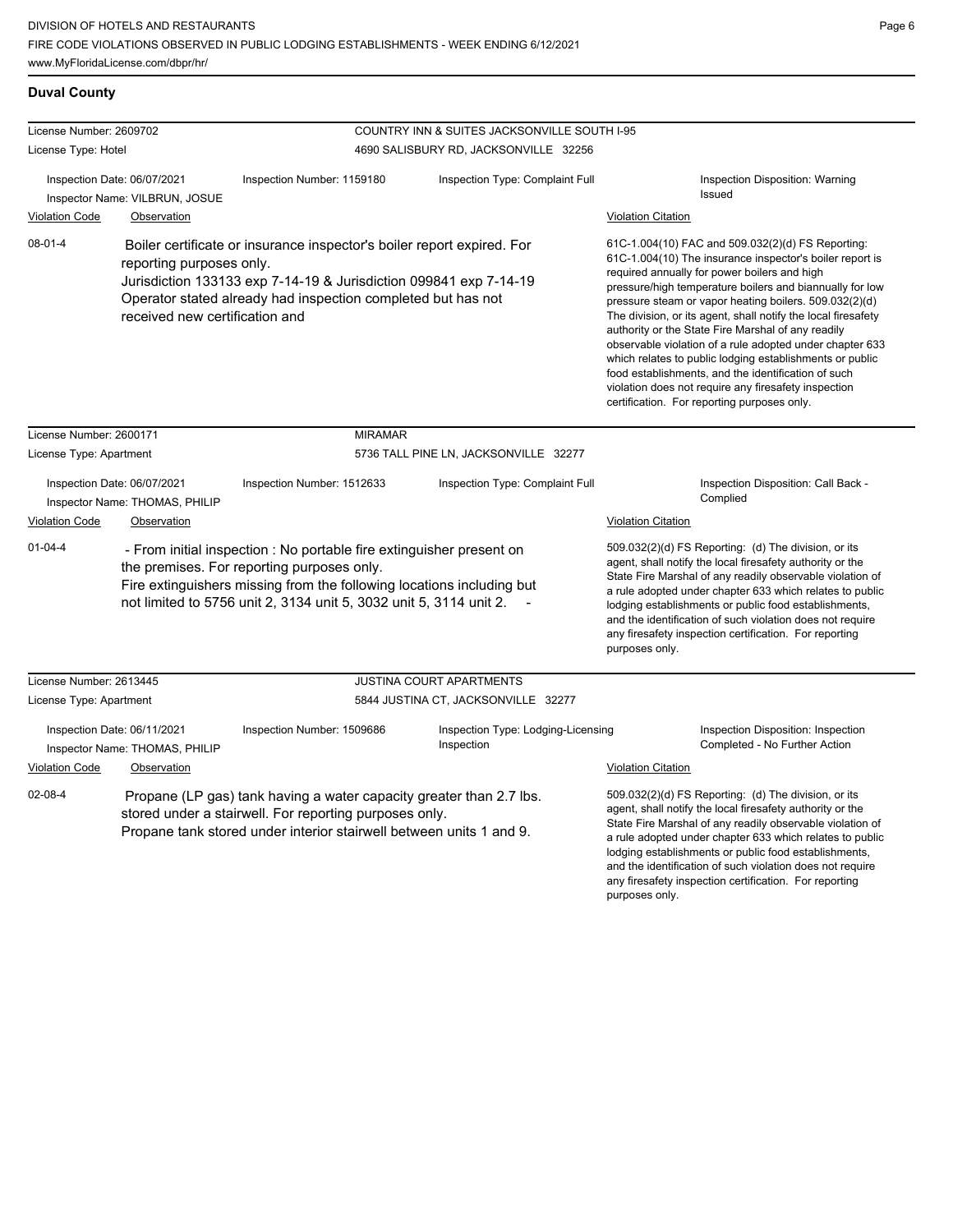## Duval County

**License Number:** 2609702 — COUNTRY INN & SUITES JACKSONVILLE SOUTH I-95
**License Type:** Hotel — 4690 SALISBURY RD, JACKSONVILLE 32256

Inspection Date: 06/07/2021
Inspector Name: VILBRUN, JOSUE
Inspection Number: 1159180
Inspection Type: Complaint Full
Inspection Disposition: Warning Issued

| Violation Code | Observation | Violation Citation |
|---|---|---|
| 08-01-4 | Boiler certificate or insurance inspector's boiler report expired. For reporting purposes only. Jurisdiction 133133 exp 7-14-19 & Jurisdiction 099841 exp 7-14-19 Operator stated already had inspection completed but has not received new certification and | 61C-1.004(10) FAC and 509.032(2)(d) FS Reporting: 61C-1.004(10) The insurance inspector's boiler report is required annually for power boilers and high pressure/high temperature boilers and biannually for low pressure steam or vapor heating boilers. 509.032(2)(d) The division, or its agent, shall notify the local firesafety authority or the State Fire Marshal of any readily observable violation of a rule adopted under chapter 633 which relates to public lodging establishments or public food establishments, and the identification of such violation does not require any firesafety inspection certification. For reporting purposes only. |

**License Number:** 2600171 — MIRAMAR
**License Type:** Apartment — 5736 TALL PINE LN, JACKSONVILLE 32277

Inspection Date: 06/07/2021
Inspector Name: THOMAS, PHILIP
Inspection Number: 1512633
Inspection Type: Complaint Full
Inspection Disposition: Call Back - Complied

| Violation Code | Observation | Violation Citation |
|---|---|---|
| 01-04-4 | - From initial inspection : No portable fire extinguisher present on the premises. For reporting purposes only. Fire extinguishers missing from the following locations including but not limited to 5756 unit 2, 3134 unit 5, 3032 unit 5, 3114 unit 2. - | 509.032(2)(d) FS Reporting: (d) The division, or its agent, shall notify the local firesafety authority or the State Fire Marshal of any readily observable violation of a rule adopted under chapter 633 which relates to public lodging establishments or public food establishments, and the identification of such violation does not require any firesafety inspection certification. For reporting purposes only. |

**License Number:** 2613445 — JUSTINA COURT APARTMENTS
**License Type:** Apartment — 5844 JUSTINA CT, JACKSONVILLE 32277

Inspection Date: 06/11/2021
Inspector Name: THOMAS, PHILIP
Inspection Number: 1509686
Inspection Type: Lodging-Licensing Inspection
Inspection Disposition: Inspection Completed - No Further Action

| Violation Code | Observation | Violation Citation |
|---|---|---|
| 02-08-4 | Propane (LP gas) tank having a water capacity greater than 2.7 lbs. stored under a stairwell. For reporting purposes only. Propane tank stored under interior stairwell between units 1 and 9. | 509.032(2)(d) FS Reporting: (d) The division, or its agent, shall notify the local firesafety authority or the State Fire Marshal of any readily observable violation of a rule adopted under chapter 633 which relates to public lodging establishments or public food establishments, and the identification of such violation does not require any firesafety inspection certification. For reporting purposes only. |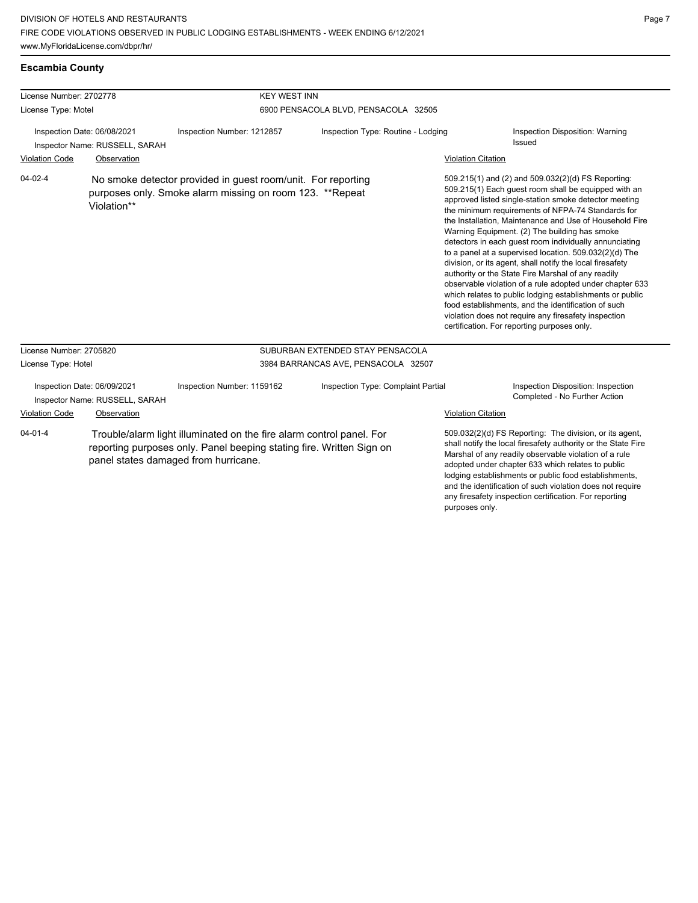## Escambia County

**License Number:** 2702778
**License Type:** Motel

**KEY WEST INN**
6900 PENSACOLA BLVD, PENSACOLA 32505

**Inspection Date:** 06/08/2021
**Inspector Name:** RUSSELL, SARAH
**Inspection Number:** 1212857
**Inspection Type:** Routine - Lodging
**Inspection Disposition:** Warning Issued

| Violation Code | Observation | Violation Citation |
| --- | --- | --- |
| 04-02-4 | No smoke detector provided in guest room/unit. For reporting purposes only. Smoke alarm missing on room 123. **Repeat Violation** | 509.215(1) and (2) and 509.032(2)(d) FS Reporting: 509.215(1) Each guest room shall be equipped with an approved listed single-station smoke detector meeting the minimum requirements of NFPA-74 Standards for the Installation, Maintenance and Use of Household Fire Warning Equipment. (2) The building has smoke detectors in each guest room individually annunciating to a panel at a supervised location. 509.032(2)(d) The division, or its agent, shall notify the local firesafety authority or the State Fire Marshal of any readily observable violation of a rule adopted under chapter 633 which relates to public lodging establishments or public food establishments, and the identification of such violation does not require any firesafety inspection certification. For reporting purposes only. |

**License Number:** 2705820
**License Type:** Hotel

**SUBURBAN EXTENDED STAY PENSACOLA**
3984 BARRANCAS AVE, PENSACOLA 32507

**Inspection Date:** 06/09/2021
**Inspector Name:** RUSSELL, SARAH
**Inspection Number:** 1159162
**Inspection Type:** Complaint Partial
**Inspection Disposition:** Inspection Completed - No Further Action

| Violation Code | Observation | Violation Citation |
| --- | --- | --- |
| 04-01-4 | Trouble/alarm light illuminated on the fire alarm control panel. For reporting purposes only. Panel beeping stating fire. Written Sign on panel states damaged from hurricane. | 509.032(2)(d) FS Reporting: The division, or its agent, shall notify the local firesafety authority or the State Fire Marshal of any readily observable violation of a rule adopted under chapter 633 which relates to public lodging establishments or public food establishments, and the identification of such violation does not require any firesafety inspection certification. For reporting purposes only. |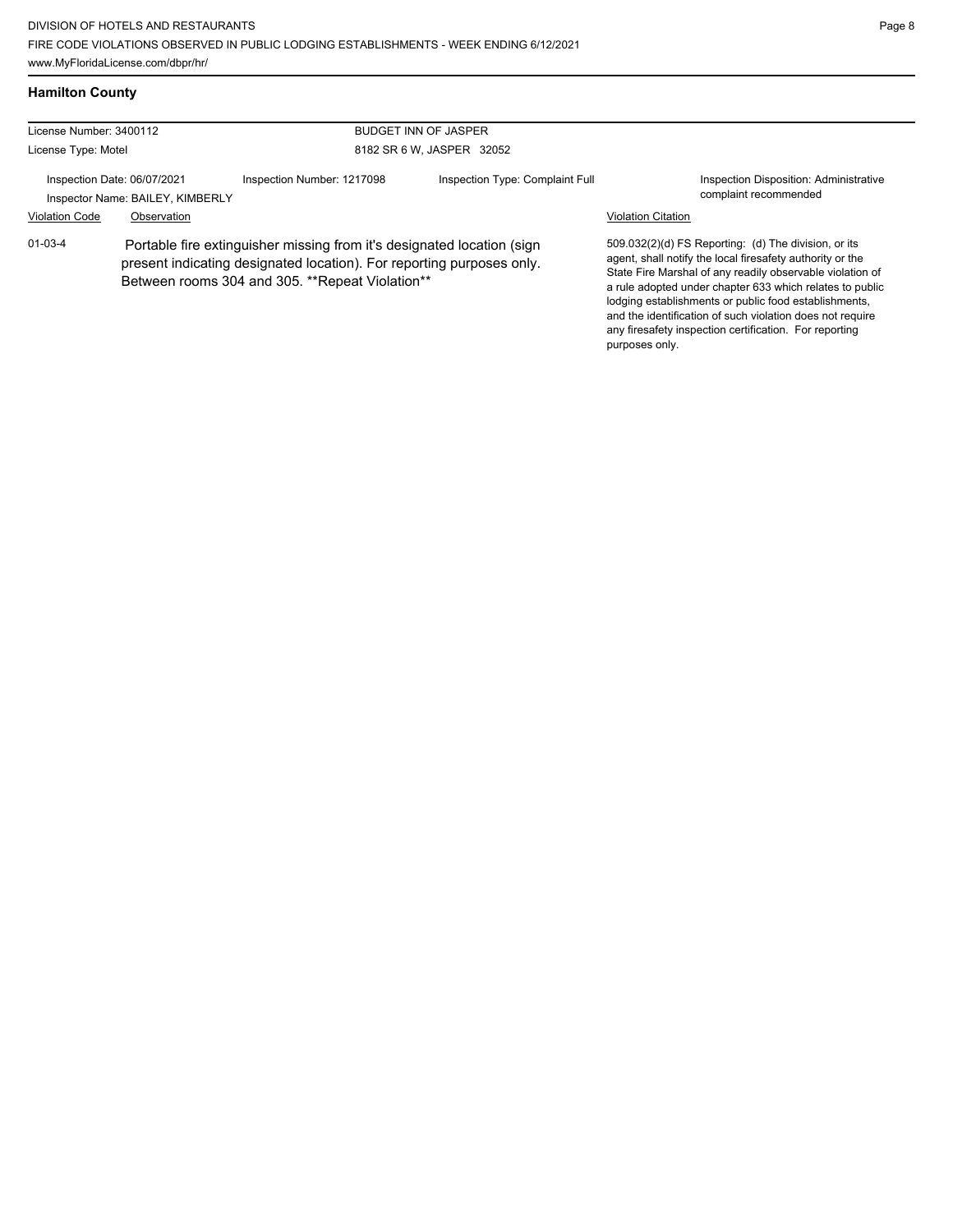## Hamilton County

License Number: 3400112
License Type: Motel

BUDGET INN OF JASPER
8182 SR 6 W, JASPER 32052

Inspection Date: 06/07/2021
Inspector Name: BAILEY, KIMBERLY

Inspection Number: 1217098

Inspection Type: Complaint Full

Inspection Disposition: Administrative complaint recommended

| Violation Code | Observation | Violation Citation |
|---|---|---|
| 01-03-4 | Portable fire extinguisher missing from it's designated location (sign present indicating designated location). For reporting purposes only. Between rooms 304 and 305. **Repeat Violation** | 509.032(2)(d) FS Reporting: (d) The division, or its agent, shall notify the local firesafety authority or the State Fire Marshal of any readily observable violation of a rule adopted under chapter 633 which relates to public lodging establishments or public food establishments, and the identification of such violation does not require any firesafety inspection certification. For reporting purposes only. |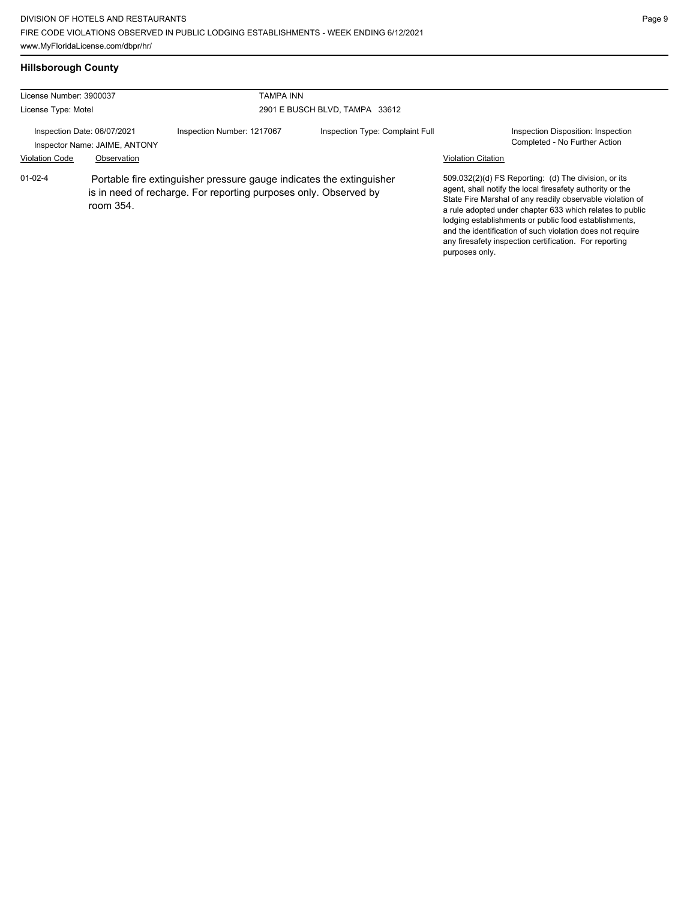## Hillsborough County

| License Number: 3900037 | | TAMPA INN | |
|---|---|---|---|
| License Type: Motel | | 2901 E BUSCH BLVD, TAMPA 33612 | |
| Inspection Date: 06/07/2021 | Inspection Number: 1217067 | Inspection Type: Complaint Full | Inspection Disposition: Inspection Completed - No Further Action |
| Inspector Name: JAIME, ANTONY | | | |

| Violation Code | Observation | Violation Citation |
|---|---|---|
| 01-02-4 | Portable fire extinguisher pressure gauge indicates the extinguisher is in need of recharge. For reporting purposes only. Observed by room 354. | 509.032(2)(d) FS Reporting: (d) The division, or its agent, shall notify the local firesafety authority or the State Fire Marshal of any readily observable violation of a rule adopted under chapter 633 which relates to public lodging establishments or public food establishments, and the identification of such violation does not require any firesafety inspection certification. For reporting purposes only. |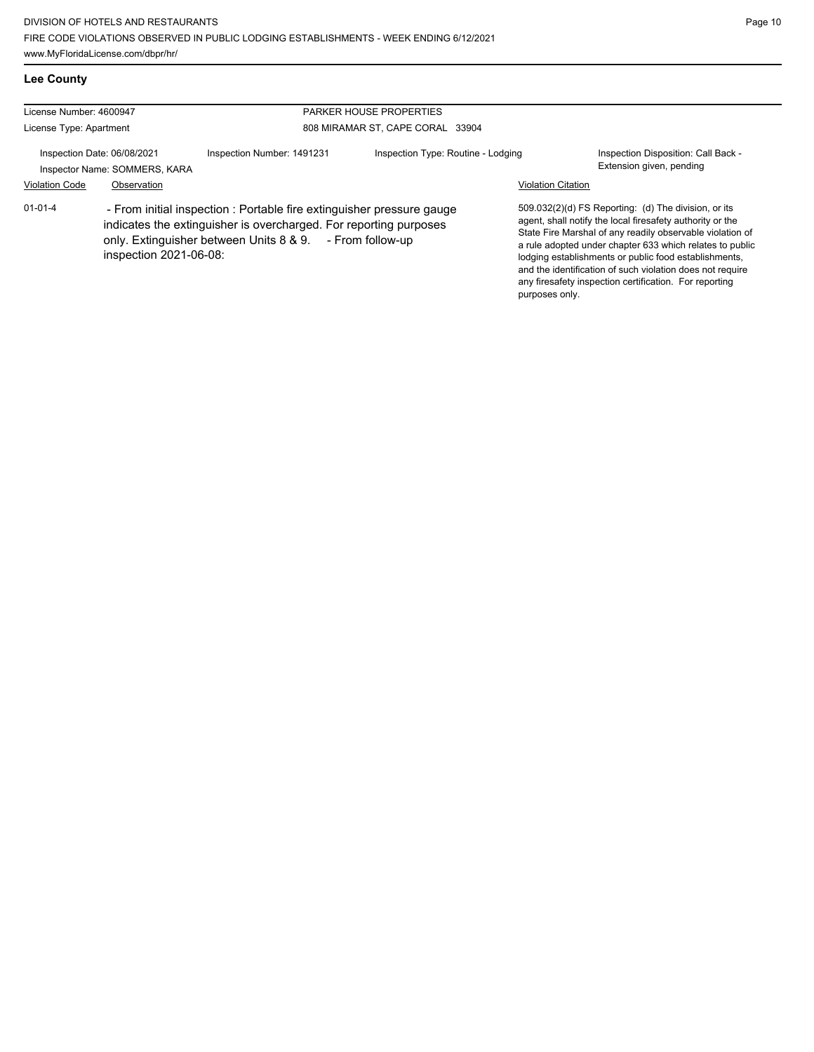## Lee County

| License Number: 4600947 | PARKER HOUSE PROPERTIES |
|---|---|
| License Type: Apartment | 808 MIRAMAR ST, CAPE CORAL 33904 |

Inspection Date: 06/08/2021
Inspector Name: SOMMERS, KARA
Inspection Number: 1491231
Inspection Type: Routine - Lodging
Inspection Disposition: Call Back - Extension given, pending

| Violation Code | Observation | Violation Citation |
|---|---|---|
| 01-01-4 | - From initial inspection : Portable fire extinguisher pressure gauge indicates the extinguisher is overcharged. For reporting purposes only. Extinguisher between Units 8 & 9. - From follow-up inspection 2021-06-08: | 509.032(2)(d) FS Reporting: (d) The division, or its agent, shall notify the local firesafety authority or the State Fire Marshal of any readily observable violation of a rule adopted under chapter 633 which relates to public lodging establishments or public food establishments, and the identification of such violation does not require any firesafety inspection certification. For reporting purposes only. |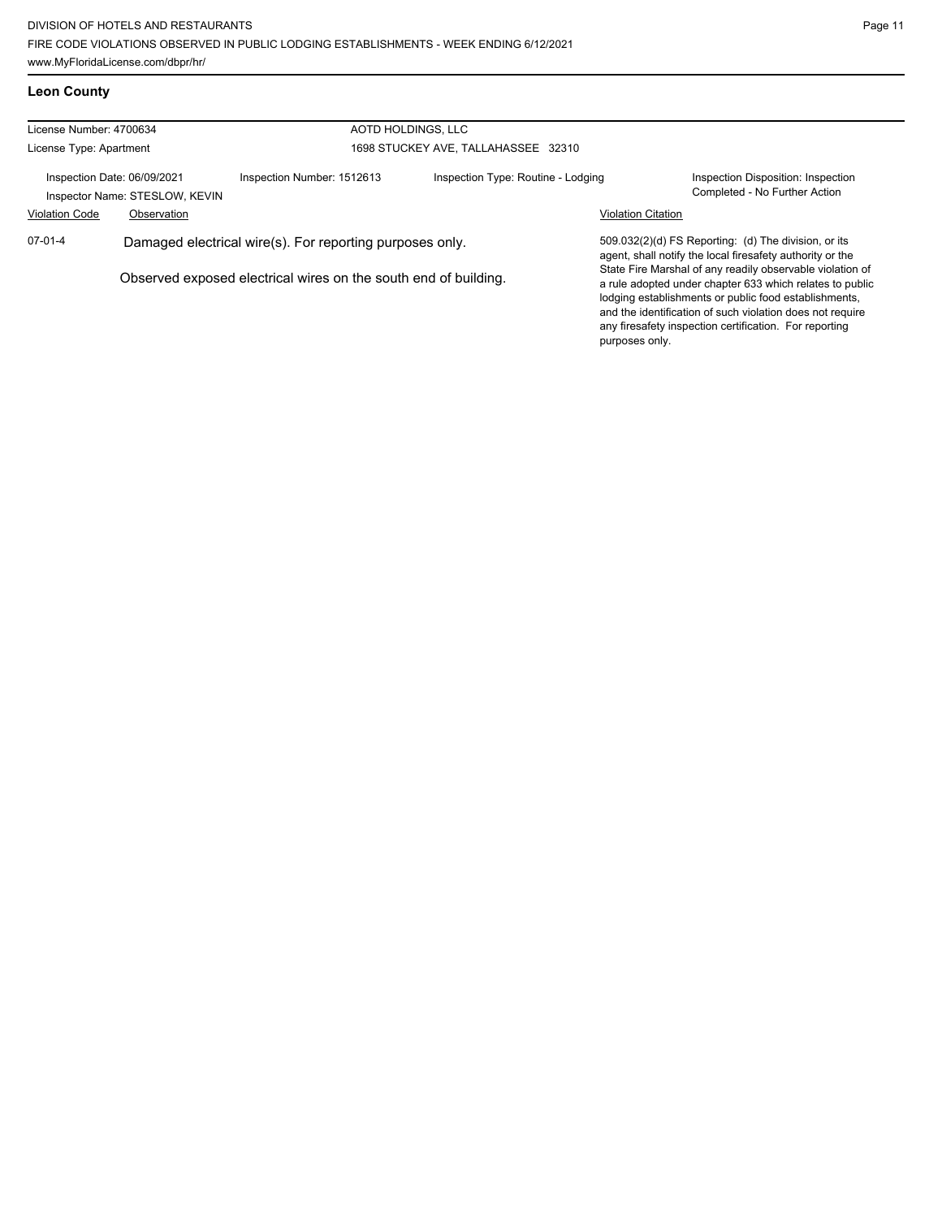## Leon County

License Number: 4700634

License Type: Apartment

AOTD HOLDINGS, LLC

1698 STUCKEY AVE, TALLAHASSEE 32310

Inspection Date: 06/09/2021

Inspector Name: STESLOW, KEVIN

Inspection Number: 1512613

Inspection Type: Routine - Lodging

Inspection Disposition: Inspection Completed - No Further Action

| Violation Code | Observation | Violation Citation |
| --- | --- | --- |
| 07-01-4 | Damaged electrical wire(s). For reporting purposes only.<br><br>Observed exposed electrical wires on the south end of building. | 509.032(2)(d) FS Reporting: (d) The division, or its agent, shall notify the local firesafety authority or the State Fire Marshal of any readily observable violation of a rule adopted under chapter 633 which relates to public lodging establishments or public food establishments, and the identification of such violation does not require any firesafety inspection certification. For reporting purposes only. |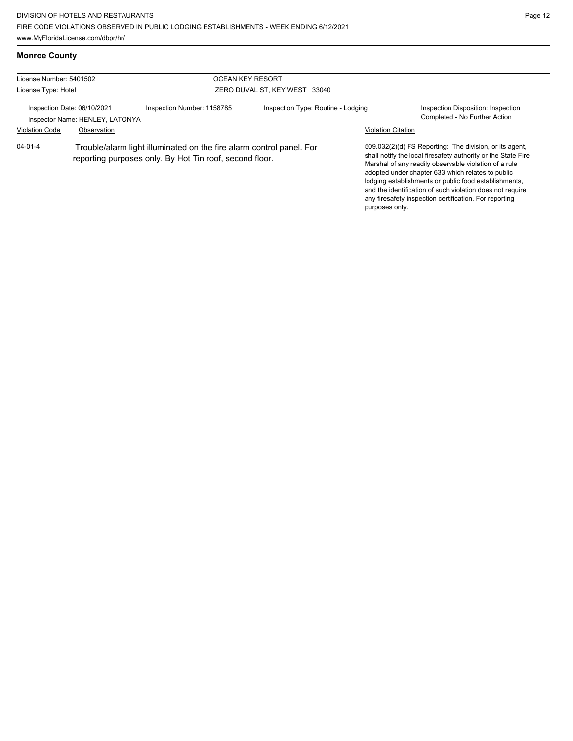## Monroe County

| License Number: 5401502 | | OCEAN KEY RESORT | | |
|---|---|---|---|---|
| License Type: Hotel | | ZERO DUVAL ST, KEY WEST 33040 | | |
| Inspection Date: 06/10/2021 | Inspection Number: 1158785 | Inspection Type: Routine - Lodging | | Inspection Disposition: Inspection Completed - No Further Action |
| Inspector Name: HENLEY, LATONYA | | | | |

| Violation Code | Observation | Violation Citation |
|---|---|---|
| 04-01-4 | Trouble/alarm light illuminated on the fire alarm control panel. For reporting purposes only. By Hot Tin roof, second floor. | 509.032(2)(d) FS Reporting: The division, or its agent, shall notify the local firesafety authority or the State Fire Marshal of any readily observable violation of a rule adopted under chapter 633 which relates to public lodging establishments or public food establishments, and the identification of such violation does not require any firesafety inspection certification. For reporting purposes only. |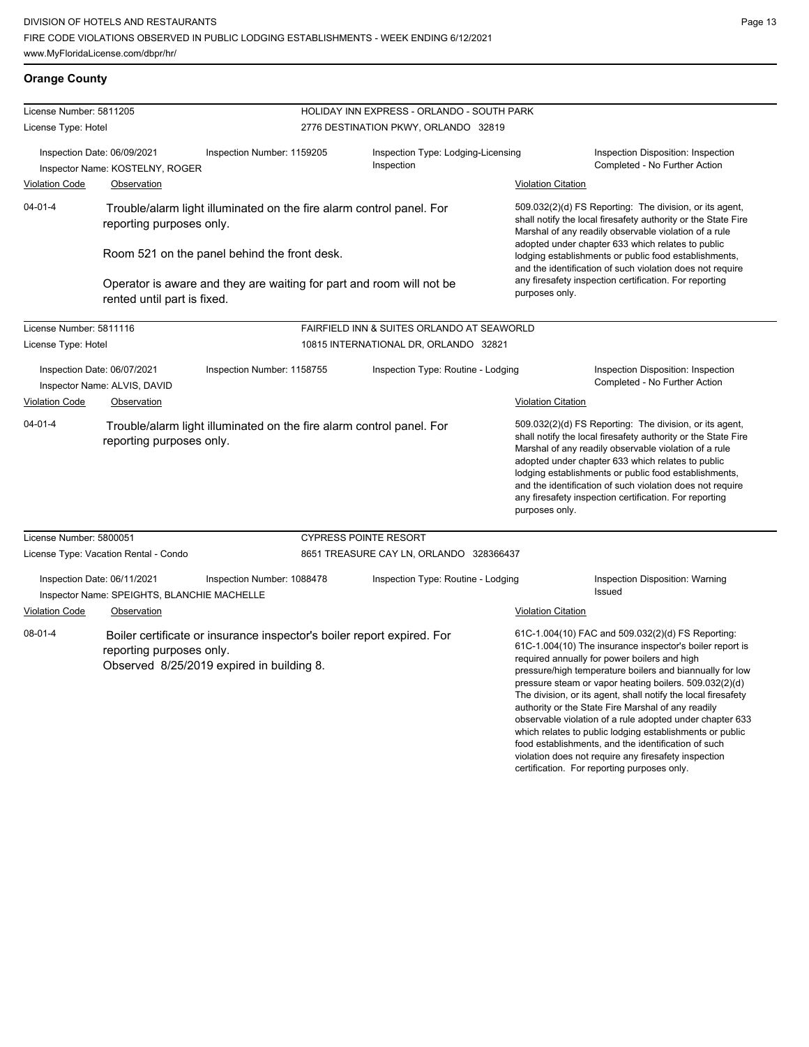## Orange County

**License Number:** 5811205 — **HOLIDAY INN EXPRESS - ORLANDO - SOUTH PARK**
**License Type:** Hotel — 2776 DESTINATION PKWY, ORLANDO 32819

**Inspection Date:** 06/09/2021 | **Inspection Number:** 1159205 | **Inspection Type:** Lodging-Licensing Inspection | **Inspection Disposition:** Inspection Completed - No Further Action
**Inspector Name:** KOSTELNY, ROGER

| Violation Code | Observation | Violation Citation |
| --- | --- | --- |
| 04-01-4 | Trouble/alarm light illuminated on the fire alarm control panel. For reporting purposes only.<br><br>Room 521 on the panel behind the front desk.<br><br>Operator is aware and they are waiting for part and room will not be rented until part is fixed. | 509.032(2)(d) FS Reporting: The division, or its agent, shall notify the local firesafety authority or the State Fire Marshal of any readily observable violation of a rule adopted under chapter 633 which relates to public lodging establishments or public food establishments, and the identification of such violation does not require any firesafety inspection certification. For reporting purposes only. |

**License Number:** 5811116 — **FAIRFIELD INN & SUITES ORLANDO AT SEAWORLD**
**License Type:** Hotel — 10815 INTERNATIONAL DR, ORLANDO 32821

**Inspection Date:** 06/07/2021 | **Inspection Number:** 1158755 | **Inspection Type:** Routine - Lodging | **Inspection Disposition:** Inspection Completed - No Further Action
**Inspector Name:** ALVIS, DAVID

| Violation Code | Observation | Violation Citation |
| --- | --- | --- |
| 04-01-4 | Trouble/alarm light illuminated on the fire alarm control panel. For reporting purposes only. | 509.032(2)(d) FS Reporting: The division, or its agent, shall notify the local firesafety authority or the State Fire Marshal of any readily observable violation of a rule adopted under chapter 633 which relates to public lodging establishments or public food establishments, and the identification of such violation does not require any firesafety inspection certification. For reporting purposes only. |

**License Number:** 5800051 — **CYPRESS POINTE RESORT**
**License Type:** Vacation Rental - Condo — 8651 TREASURE CAY LN, ORLANDO 328366437

**Inspection Date:** 06/11/2021 | **Inspection Number:** 1088478 | **Inspection Type:** Routine - Lodging | **Inspection Disposition:** Warning Issued
**Inspector Name:** SPEIGHTS, BLANCHIE MACHELLE

| Violation Code | Observation | Violation Citation |
| --- | --- | --- |
| 08-01-4 | Boiler certificate or insurance inspector's boiler report expired. For reporting purposes only.<br>Observed 8/25/2019 expired in building 8. | 61C-1.004(10) FAC and 509.032(2)(d) FS Reporting: 61C-1.004(10) The insurance inspector's boiler report is required annually for power boilers and high pressure/high temperature boilers and biannually for low pressure steam or vapor heating boilers. 509.032(2)(d) The division, or its agent, shall notify the local firesafety authority or the State Fire Marshal of any readily observable violation of a rule adopted under chapter 633 which relates to public lodging establishments or public food establishments, and the identification of such violation does not require any firesafety inspection certification. For reporting purposes only. |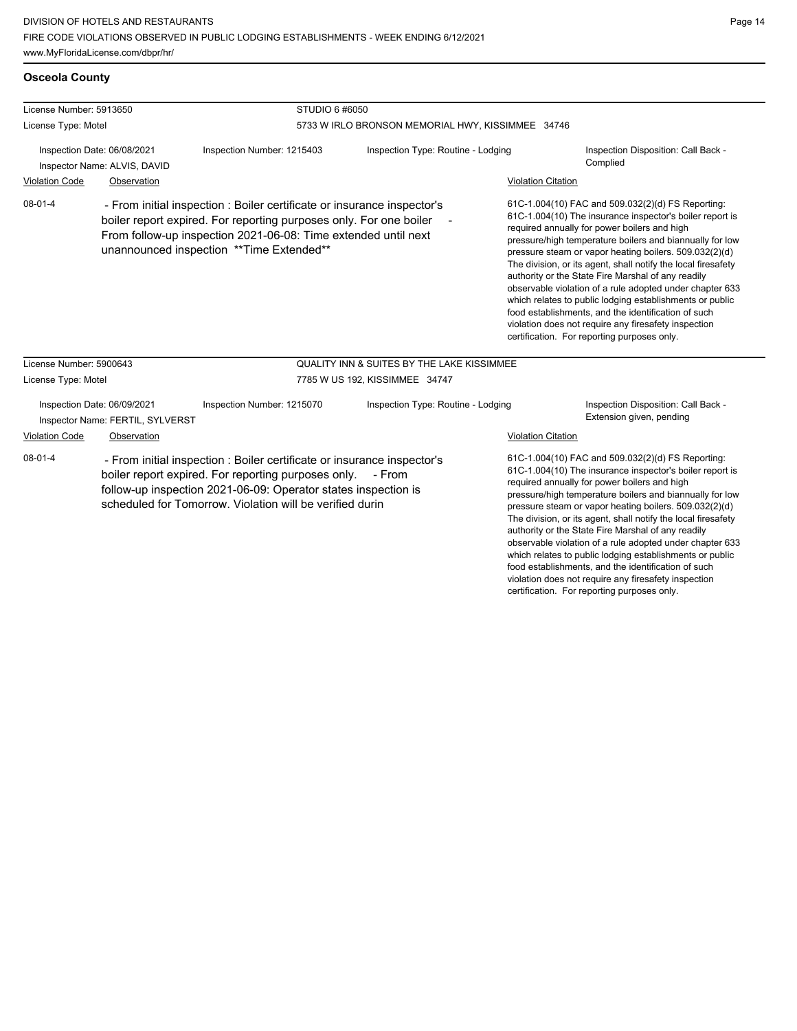## Osceola County

**License Number:** 5913650
**License Type:** Motel

**STUDIO 6 #6050**
5733 W IRLO BRONSON MEMORIAL HWY, KISSIMMEE 34746

**Inspection Date:** 06/08/2021
**Inspector Name:** ALVIS, DAVID
**Inspection Number:** 1215403
**Inspection Type:** Routine - Lodging
**Inspection Disposition:** Call Back - Complied

| Violation Code | Observation | Violation Citation |
|---|---|---|
| 08-01-4 | - From initial inspection : Boiler certificate or insurance inspector's boiler report expired. For reporting purposes only. For one boiler - From follow-up inspection 2021-06-08: Time extended until next unannounced inspection **Time Extended** | 61C-1.004(10) FAC and 509.032(2)(d) FS Reporting: 61C-1.004(10) The insurance inspector's boiler report is required annually for power boilers and high pressure/high temperature boilers and biannually for low pressure steam or vapor heating boilers. 509.032(2)(d) The division, or its agent, shall notify the local firesafety authority or the State Fire Marshal of any readily observable violation of a rule adopted under chapter 633 which relates to public lodging establishments or public food establishments, and the identification of such violation does not require any firesafety inspection certification. For reporting purposes only. |

**License Number:** 5900643
**License Type:** Motel

**QUALITY INN & SUITES BY THE LAKE KISSIMMEE**
7785 W US 192, KISSIMMEE 34747

**Inspection Date:** 06/09/2021
**Inspector Name:** FERTIL, SYLVERST
**Inspection Number:** 1215070
**Inspection Type:** Routine - Lodging
**Inspection Disposition:** Call Back - Extension given, pending

| Violation Code | Observation | Violation Citation |
|---|---|---|
| 08-01-4 | - From initial inspection : Boiler certificate or insurance inspector's boiler report expired. For reporting purposes only. - From follow-up inspection 2021-06-09: Operator states inspection is scheduled for Tomorrow. Violation will be verified durin | 61C-1.004(10) FAC and 509.032(2)(d) FS Reporting: 61C-1.004(10) The insurance inspector's boiler report is required annually for power boilers and high pressure/high temperature boilers and biannually for low pressure steam or vapor heating boilers. 509.032(2)(d) The division, or its agent, shall notify the local firesafety authority or the State Fire Marshal of any readily observable violation of a rule adopted under chapter 633 which relates to public lodging establishments or public food establishments, and the identification of such violation does not require any firesafety inspection certification. For reporting purposes only. |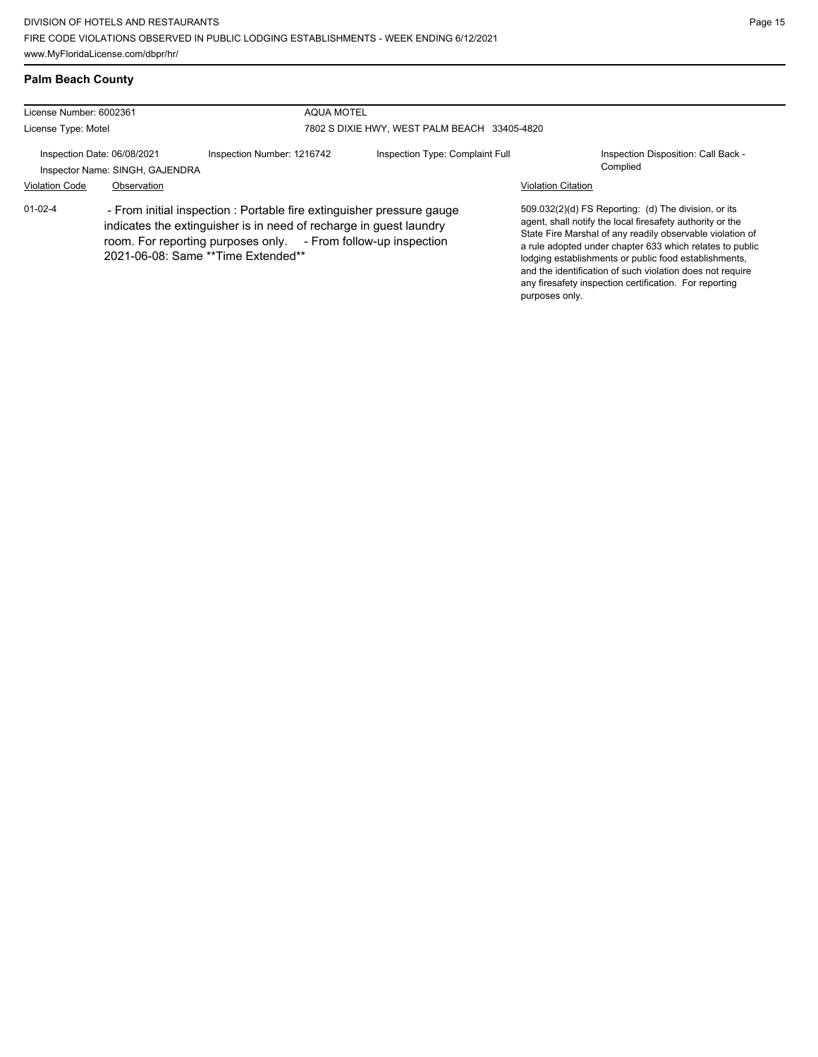## Palm Beach County

License Number: 6002361 — AQUA MOTEL

License Type: Motel — 7802 S DIXIE HWY, WEST PALM BEACH 33405-4820

Inspection Date: 06/08/2021 | Inspection Number: 1216742 | Inspection Type: Complaint Full | Inspection Disposition: Call Back - Complied

Inspector Name: SINGH, GAJENDRA

| Violation Code | Observation | Violation Citation |
| --- | --- | --- |
| 01-02-4 | - From initial inspection : Portable fire extinguisher pressure gauge indicates the extinguisher is in need of recharge in guest laundry room. For reporting purposes only. - From follow-up inspection 2021-06-08: Same **Time Extended** | 509.032(2)(d) FS Reporting: (d) The division, or its agent, shall notify the local firesafety authority or the State Fire Marshal of any readily observable violation of a rule adopted under chapter 633 which relates to public lodging establishments or public food establishments, and the identification of such violation does not require any firesafety inspection certification. For reporting purposes only. |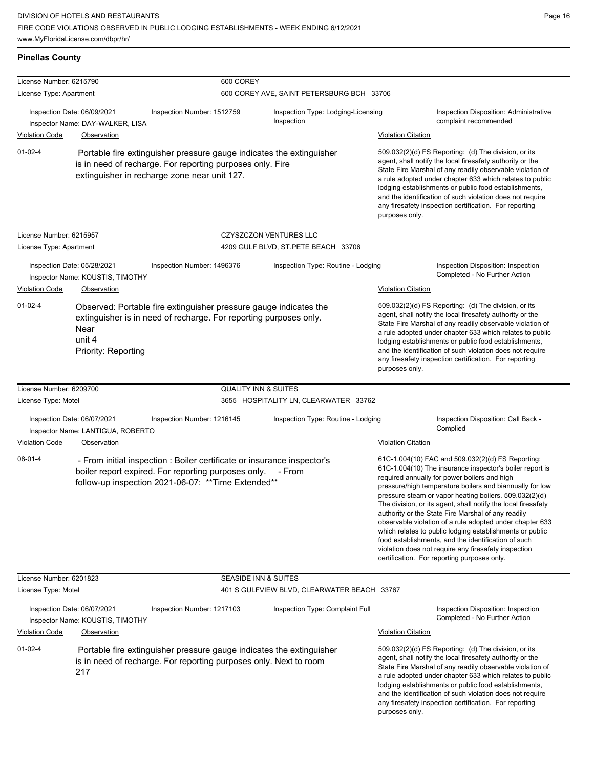## Pinellas County

**License Number:** 6215790 — **600 COREY**
**License Type:** Apartment — 600 COREY AVE, SAINT PETERSBURG BCH 33706

Inspection Date: 06/09/2021 | Inspection Number: 1512759 | Inspection Type: Lodging-Licensing Inspection | Inspection Disposition: Administrative complaint recommended
Inspector Name: DAY-WALKER, LISA

| Violation Code | Observation | Violation Citation |
| --- | --- | --- |
| 01-02-4 | Portable fire extinguisher pressure gauge indicates the extinguisher is in need of recharge. For reporting purposes only. Fire extinguisher in recharge zone near unit 127. | 509.032(2)(d) FS Reporting: (d) The division, or its agent, shall notify the local firesafety authority or the State Fire Marshal of any readily observable violation of a rule adopted under chapter 633 which relates to public lodging establishments or public food establishments, and the identification of such violation does not require any firesafety inspection certification. For reporting purposes only. |

**License Number:** 6215957 — **CZYSZCZON VENTURES LLC**
**License Type:** Apartment — 4209 GULF BLVD, ST.PETE BEACH 33706

Inspection Date: 05/28/2021 | Inspection Number: 1496376 | Inspection Type: Routine - Lodging | Inspection Disposition: Inspection Completed - No Further Action
Inspector Name: KOUSTIS, TIMOTHY

| Violation Code | Observation | Violation Citation |
| --- | --- | --- |
| 01-02-4 | Observed: Portable fire extinguisher pressure gauge indicates the extinguisher is in need of recharge. For reporting purposes only. Near unit 4 Priority: Reporting | 509.032(2)(d) FS Reporting: (d) The division, or its agent, shall notify the local firesafety authority or the State Fire Marshal of any readily observable violation of a rule adopted under chapter 633 which relates to public lodging establishments or public food establishments, and the identification of such violation does not require any firesafety inspection certification. For reporting purposes only. |

**License Number:** 6209700 — **QUALITY INN & SUITES**
**License Type:** Motel — 3655 HOSPITALITY LN, CLEARWATER 33762

Inspection Date: 06/07/2021 | Inspection Number: 1216145 | Inspection Type: Routine - Lodging | Inspection Disposition: Call Back - Complied
Inspector Name: LANTIGUA, ROBERTO

| Violation Code | Observation | Violation Citation |
| --- | --- | --- |
| 08-01-4 | - From initial inspection : Boiler certificate or insurance inspector's boiler report expired. For reporting purposes only. - From follow-up inspection 2021-06-07: **Time Extended** | 61C-1.004(10) FAC and 509.032(2)(d) FS Reporting: 61C-1.004(10) The insurance inspector's boiler report is required annually for power boilers and high pressure/high temperature boilers and biannually for low pressure steam or vapor heating boilers. 509.032(2)(d) The division, or its agent, shall notify the local firesafety authority or the State Fire Marshal of any readily observable violation of a rule adopted under chapter 633 which relates to public lodging establishments or public food establishments, and the identification of such violation does not require any firesafety inspection certification. For reporting purposes only. |

**License Number:** 6201823 — **SEASIDE INN & SUITES**
**License Type:** Motel — 401 S GULFVIEW BLVD, CLEARWATER BEACH 33767

Inspection Date: 06/07/2021 | Inspection Number: 1217103 | Inspection Type: Complaint Full | Inspection Disposition: Inspection Completed - No Further Action
Inspector Name: KOUSTIS, TIMOTHY

| Violation Code | Observation | Violation Citation |
| --- | --- | --- |
| 01-02-4 | Portable fire extinguisher pressure gauge indicates the extinguisher is in need of recharge. For reporting purposes only. Next to room 217 | 509.032(2)(d) FS Reporting: (d) The division, or its agent, shall notify the local firesafety authority or the State Fire Marshal of any readily observable violation of a rule adopted under chapter 633 which relates to public lodging establishments or public food establishments, and the identification of such violation does not require any firesafety inspection certification. For reporting purposes only. |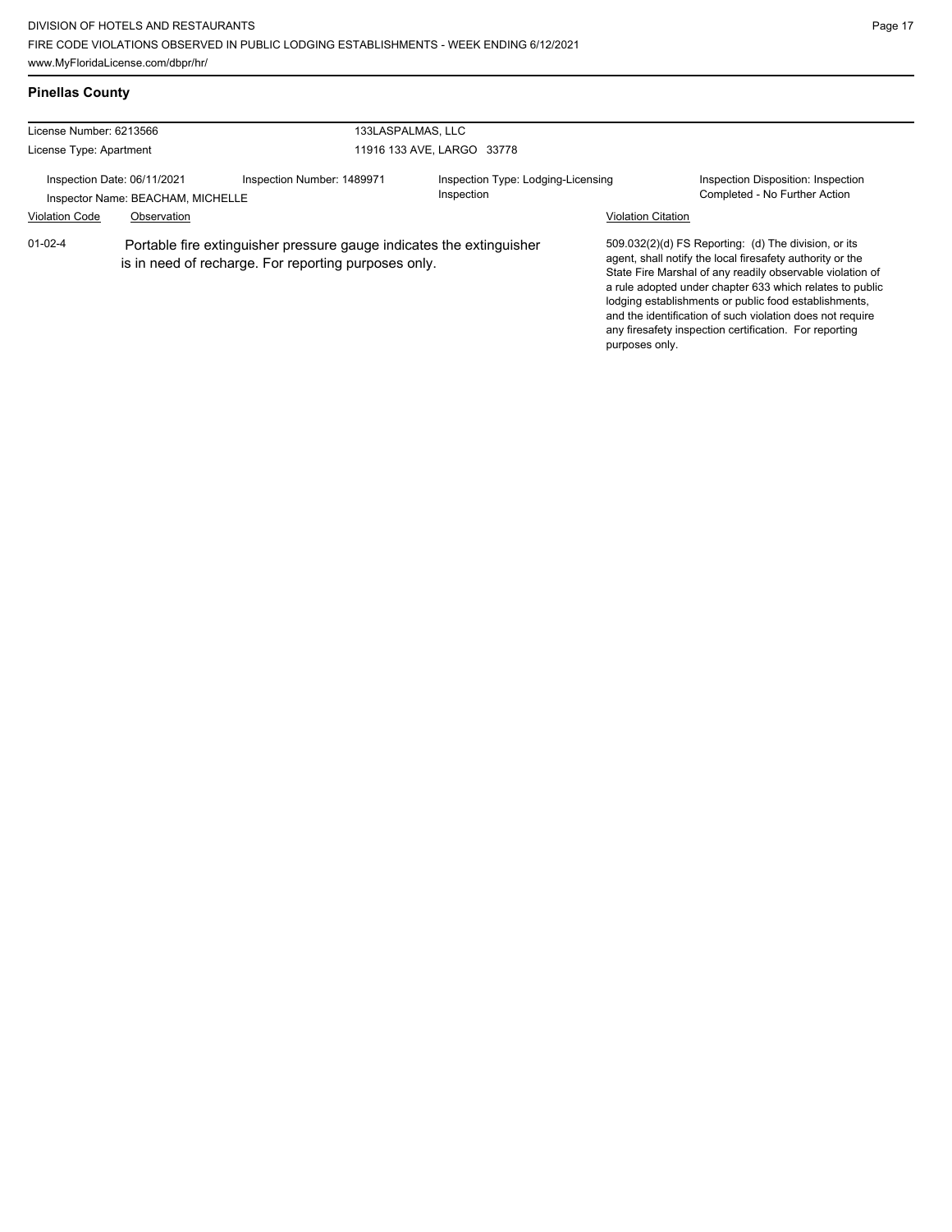## Pinellas County

License Number: 6213566
License Type: Apartment

133LASPALMAS, LLC
11916 133 AVE, LARGO 33778

Inspection Date: 06/11/2021
Inspector Name: BEACHAM, MICHELLE

Inspection Number: 1489971

Inspection Type: Lodging-Licensing Inspection

Inspection Disposition: Inspection Completed - No Further Action

| Violation Code | Observation | Violation Citation |
|---|---|---|
| 01-02-4 | Portable fire extinguisher pressure gauge indicates the extinguisher is in need of recharge. For reporting purposes only. | 509.032(2)(d) FS Reporting: (d) The division, or its agent, shall notify the local firesafety authority or the State Fire Marshal of any readily observable violation of a rule adopted under chapter 633 which relates to public lodging establishments or public food establishments, and the identification of such violation does not require any firesafety inspection certification. For reporting purposes only. |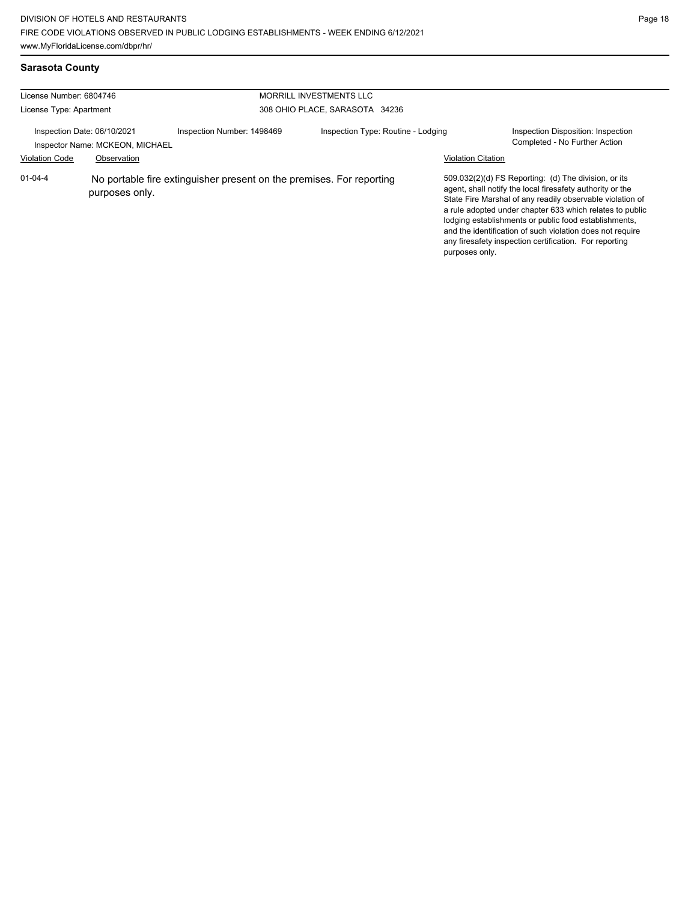## Sarasota County

License Number: 6804746
License Type: Apartment

MORRILL INVESTMENTS LLC
308 OHIO PLACE, SARASOTA 34236

Inspection Date: 06/10/2021
Inspector Name: MCKEON, MICHAEL
Inspection Number: 1498469
Inspection Type: Routine - Lodging
Inspection Disposition: Inspection Completed - No Further Action

| Violation Code | Observation | Violation Citation |
| --- | --- | --- |
| 01-04-4 | No portable fire extinguisher present on the premises. For reporting purposes only. | 509.032(2)(d) FS Reporting: (d) The division, or its agent, shall notify the local firesafety authority or the State Fire Marshal of any readily observable violation of a rule adopted under chapter 633 which relates to public lodging establishments or public food establishments, and the identification of such violation does not require any firesafety inspection certification. For reporting purposes only. |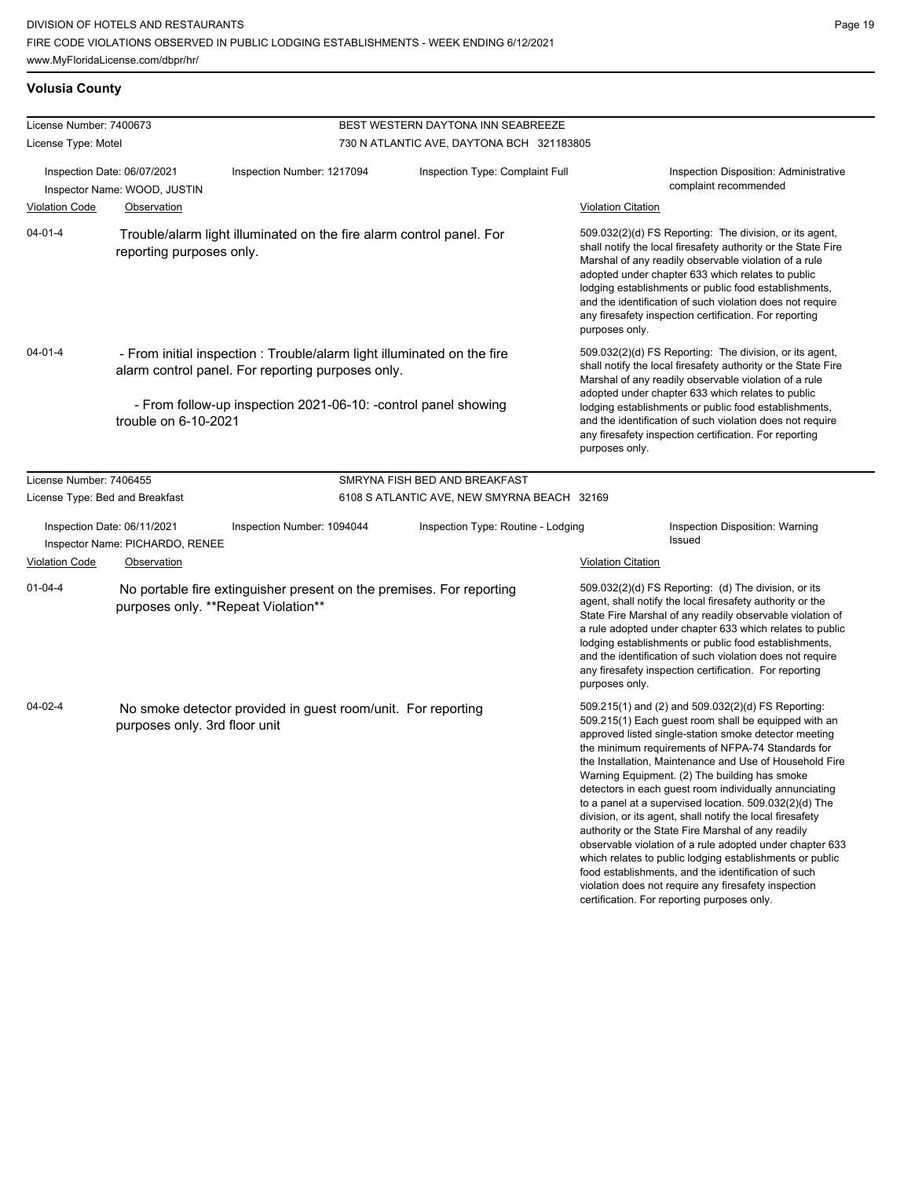## Volusia County

**License Number:** 7400673
**License Type:** Motel

**BEST WESTERN DAYTONA INN SEABREEZE**
730 N ATLANTIC AVE, DAYTONA BCH 321183805

Inspection Date: 06/07/2021
Inspector Name: WOOD, JUSTIN
Inspection Number: 1217094
Inspection Type: Complaint Full
Inspection Disposition: Administrative complaint recommended

| Violation Code | Observation | Violation Citation |
|---|---|---|
| 04-01-4 | Trouble/alarm light illuminated on the fire alarm control panel. For reporting purposes only. | 509.032(2)(d) FS Reporting: The division, or its agent, shall notify the local firesafety authority or the State Fire Marshal of any readily observable violation of a rule adopted under chapter 633 which relates to public lodging establishments or public food establishments, and the identification of such violation does not require any firesafety inspection certification. For reporting purposes only. |
| 04-01-4 | - From initial inspection : Trouble/alarm light illuminated on the fire alarm control panel. For reporting purposes only.<br><br>- From follow-up inspection 2021-06-10: -control panel showing trouble on 6-10-2021 | 509.032(2)(d) FS Reporting: The division, or its agent, shall notify the local firesafety authority or the State Fire Marshal of any readily observable violation of a rule adopted under chapter 633 which relates to public lodging establishments or public food establishments, and the identification of such violation does not require any firesafety inspection certification. For reporting purposes only. |

**License Number:** 7406455
**License Type:** Bed and Breakfast

**SMRYNA FISH BED AND BREAKFAST**
6108 S ATLANTIC AVE, NEW SMYRNA BEACH 32169

Inspection Date: 06/11/2021
Inspector Name: PICHARDO, RENEE
Inspection Number: 1094044
Inspection Type: Routine - Lodging
Inspection Disposition: Warning Issued

| Violation Code | Observation | Violation Citation |
|---|---|---|
| 01-04-4 | No portable fire extinguisher present on the premises. For reporting purposes only. **Repeat Violation** | 509.032(2)(d) FS Reporting: (d) The division, or its agent, shall notify the local firesafety authority or the State Fire Marshal of any readily observable violation of a rule adopted under chapter 633 which relates to public lodging establishments or public food establishments, and the identification of such violation does not require any firesafety inspection certification. For reporting purposes only. |
| 04-02-4 | No smoke detector provided in guest room/unit. For reporting purposes only. 3rd floor unit | 509.215(1) and (2) and 509.032(2)(d) FS Reporting: 509.215(1) Each guest room shall be equipped with an approved listed single-station smoke detector meeting the minimum requirements of NFPA-74 Standards for the Installation, Maintenance and Use of Household Fire Warning Equipment. (2) The building has smoke detectors in each guest room individually annunciating to a panel at a supervised location. 509.032(2)(d) The division, or its agent, shall notify the local firesafety authority or the State Fire Marshal of any readily observable violation of a rule adopted under chapter 633 which relates to public lodging establishments or public food establishments, and the identification of such violation does not require any firesafety inspection certification. For reporting purposes only. |